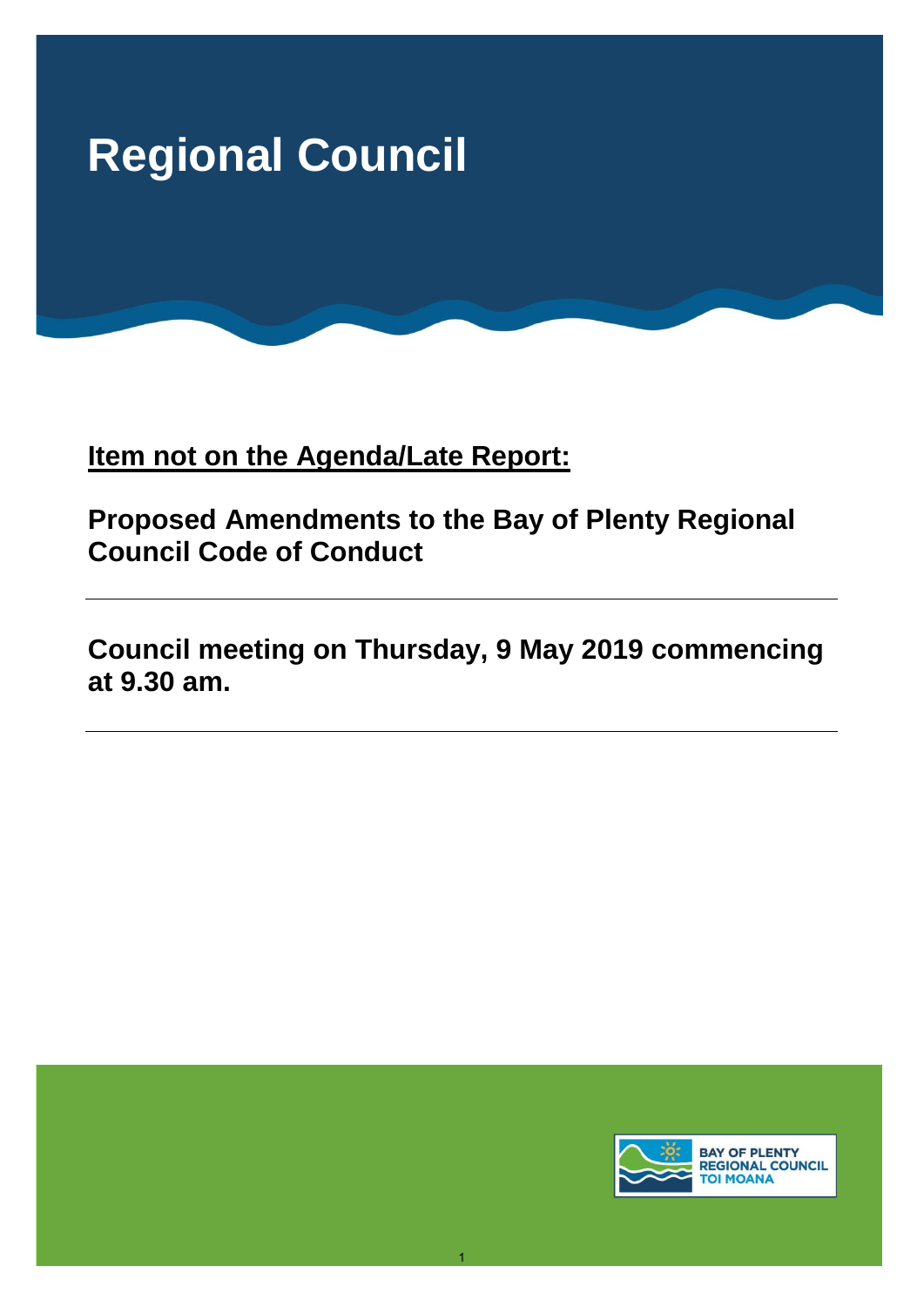# Regional Council

**<u>Item not on the Agenda/Late Report:</u>**

## Proposed Amendments to the Bay of Plenty Regional Council Code of Conduct

---

## Council meeting on Thursday, 9 May 2019 commencing at 9.30 am.

---

BAY OF PLENTY REGIONAL COUNCIL TOI MOANA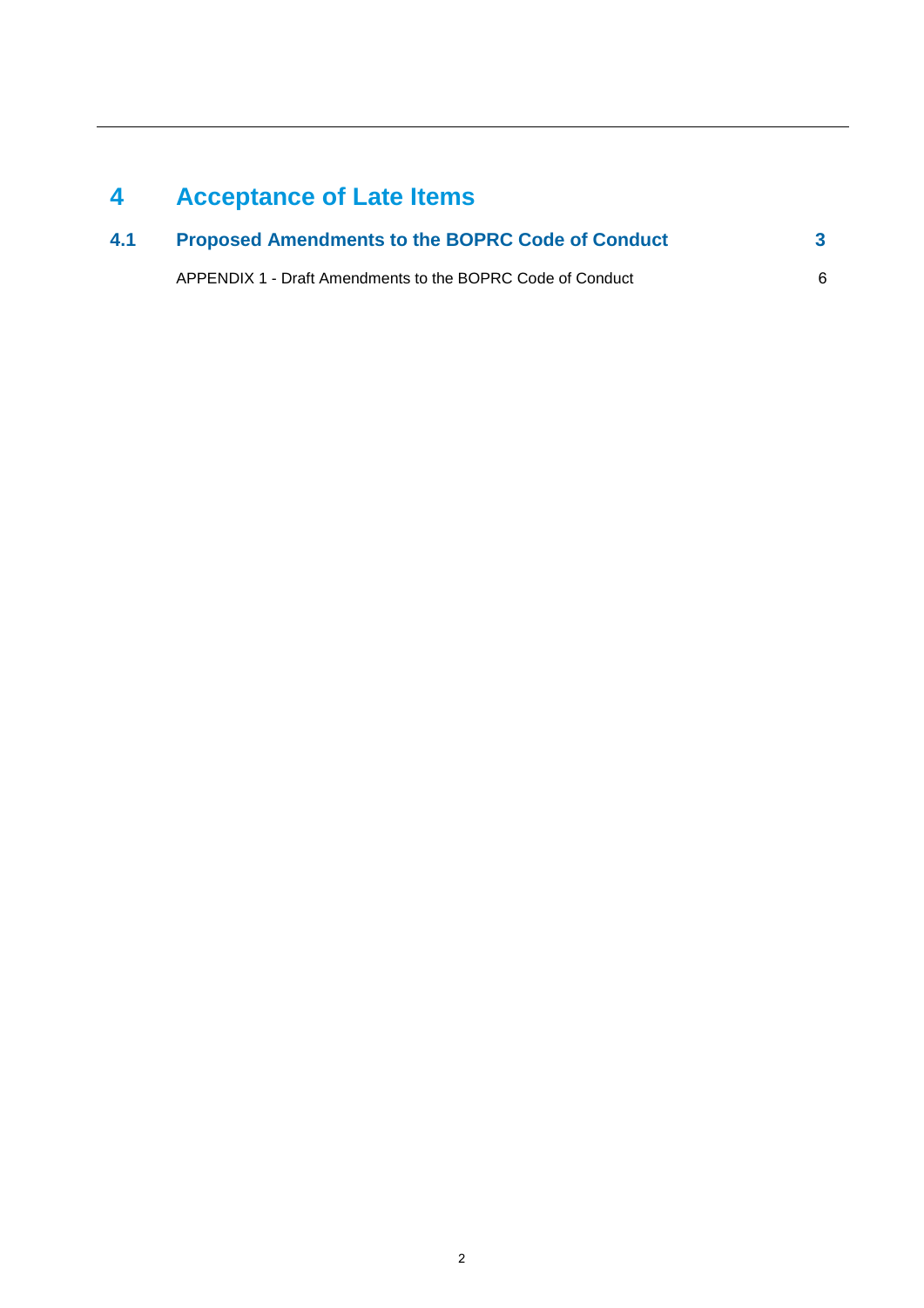# 4 Acceptance of Late Items

## 4.1 Proposed Amendments to the BOPRC Code of Conduct 3

APPENDIX 1 - Draft Amendments to the BOPRC Code of Conduct 6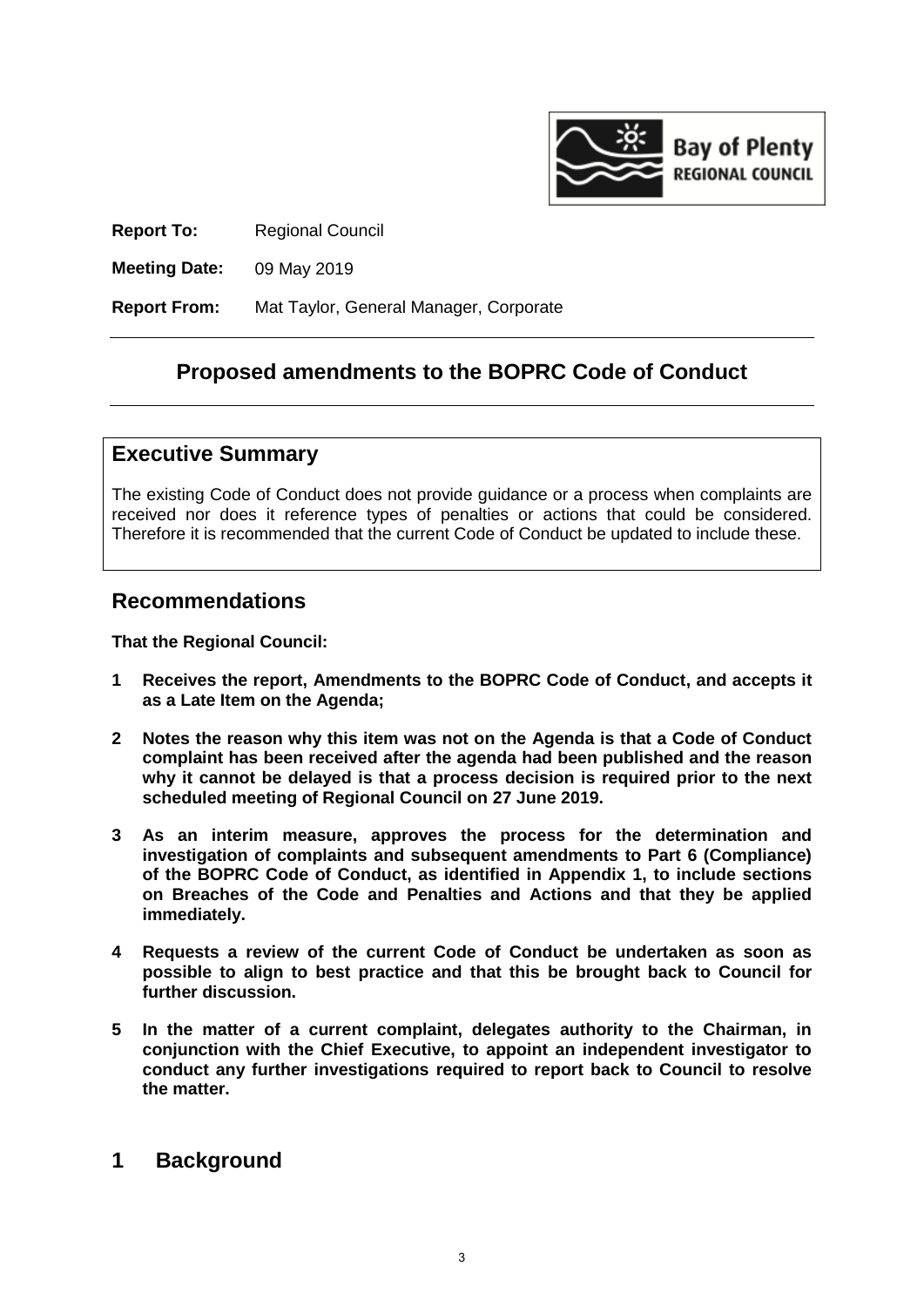**Report To:** Regional Council

**Meeting Date:** 09 May 2019

**Report From:** Mat Taylor, General Manager, Corporate

# Proposed amendments to the BOPRC Code of Conduct

## Executive Summary

The existing Code of Conduct does not provide guidance or a process when complaints are received nor does it reference types of penalties or actions that could be considered. Therefore it is recommended that the current Code of Conduct be updated to include these.

## Recommendations

**That the Regional Council:**

1. **Receives the report, Amendments to the BOPRC Code of Conduct, and accepts it as a Late Item on the Agenda;**
2. **Notes the reason why this item was not on the Agenda is that a Code of Conduct complaint has been received after the agenda had been published and the reason why it cannot be delayed is that a process decision is required prior to the next scheduled meeting of Regional Council on 27 June 2019.**
3. **As an interim measure, approves the process for the determination and investigation of complaints and subsequent amendments to Part 6 (Compliance) of the BOPRC Code of Conduct, as identified in Appendix 1, to include sections on Breaches of the Code and Penalties and Actions and that they be applied immediately.**
4. **Requests a review of the current Code of Conduct be undertaken as soon as possible to align to best practice and that this be brought back to Council for further discussion.**
5. **In the matter of a current complaint, delegates authority to the Chairman, in conjunction with the Chief Executive, to appoint an independent investigator to conduct any further investigations required to report back to Council to resolve the matter.**

## 1 Background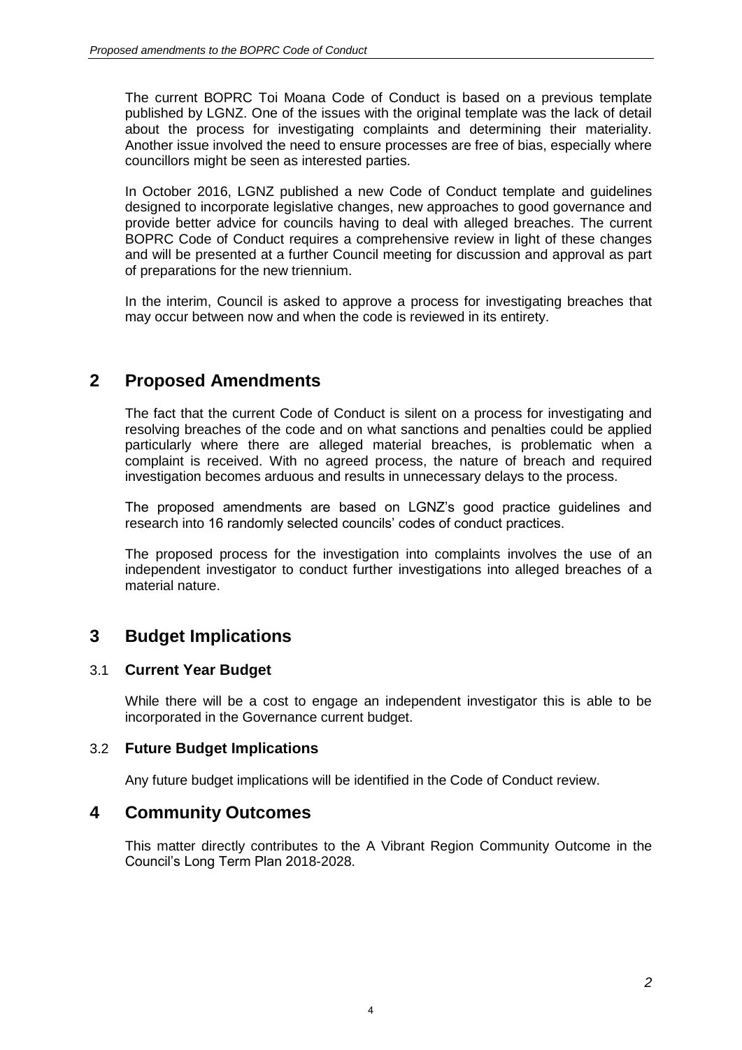The current BOPRC Toi Moana Code of Conduct is based on a previous template published by LGNZ. One of the issues with the original template was the lack of detail about the process for investigating complaints and determining their materiality. Another issue involved the need to ensure processes are free of bias, especially where councillors might be seen as interested parties.

In October 2016, LGNZ published a new Code of Conduct template and guidelines designed to incorporate legislative changes, new approaches to good governance and provide better advice for councils having to deal with alleged breaches. The current BOPRC Code of Conduct requires a comprehensive review in light of these changes and will be presented at a further Council meeting for discussion and approval as part of preparations for the new triennium.

In the interim, Council is asked to approve a process for investigating breaches that may occur between now and when the code is reviewed in its entirety.

## 2 Proposed Amendments

The fact that the current Code of Conduct is silent on a process for investigating and resolving breaches of the code and on what sanctions and penalties could be applied particularly where there are alleged material breaches, is problematic when a complaint is received. With no agreed process, the nature of breach and required investigation becomes arduous and results in unnecessary delays to the process.

The proposed amendments are based on LGNZ's good practice guidelines and research into 16 randomly selected councils' codes of conduct practices.

The proposed process for the investigation into complaints involves the use of an independent investigator to conduct further investigations into alleged breaches of a material nature.

## 3 Budget Implications

### 3.1 Current Year Budget

While there will be a cost to engage an independent investigator this is able to be incorporated in the Governance current budget.

### 3.2 Future Budget Implications

Any future budget implications will be identified in the Code of Conduct review.

## 4 Community Outcomes

This matter directly contributes to the A Vibrant Region Community Outcome in the Council's Long Term Plan 2018-2028.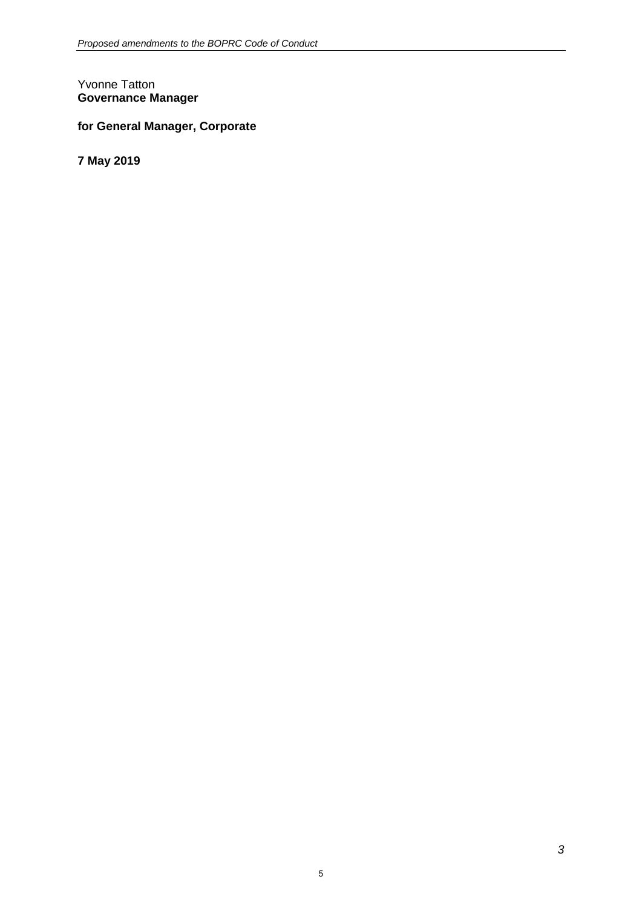Yvonne Tatton
**Governance Manager**

**for General Manager, Corporate**

**7 May 2019**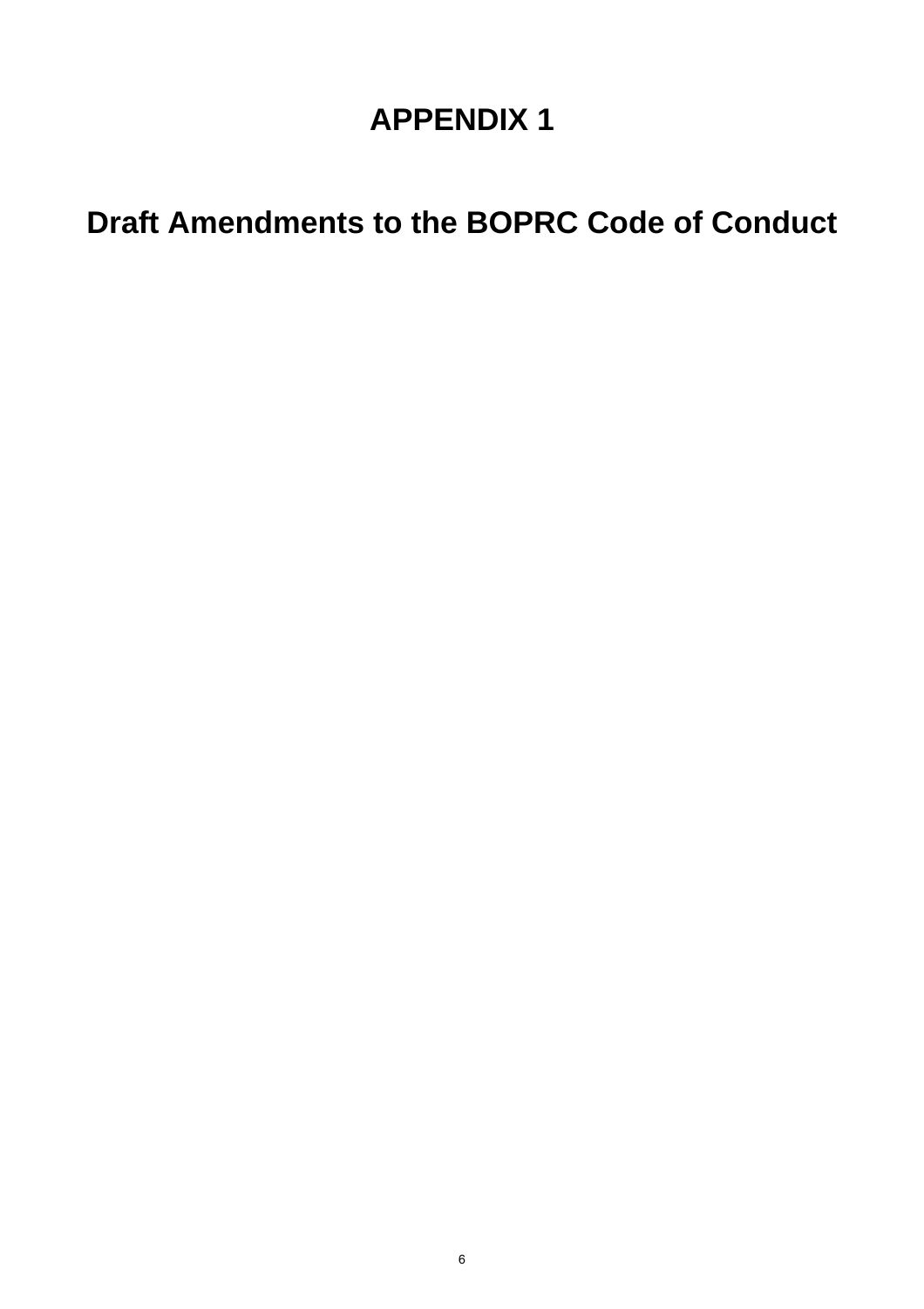# APPENDIX 1

# Draft Amendments to the BOPRC Code of Conduct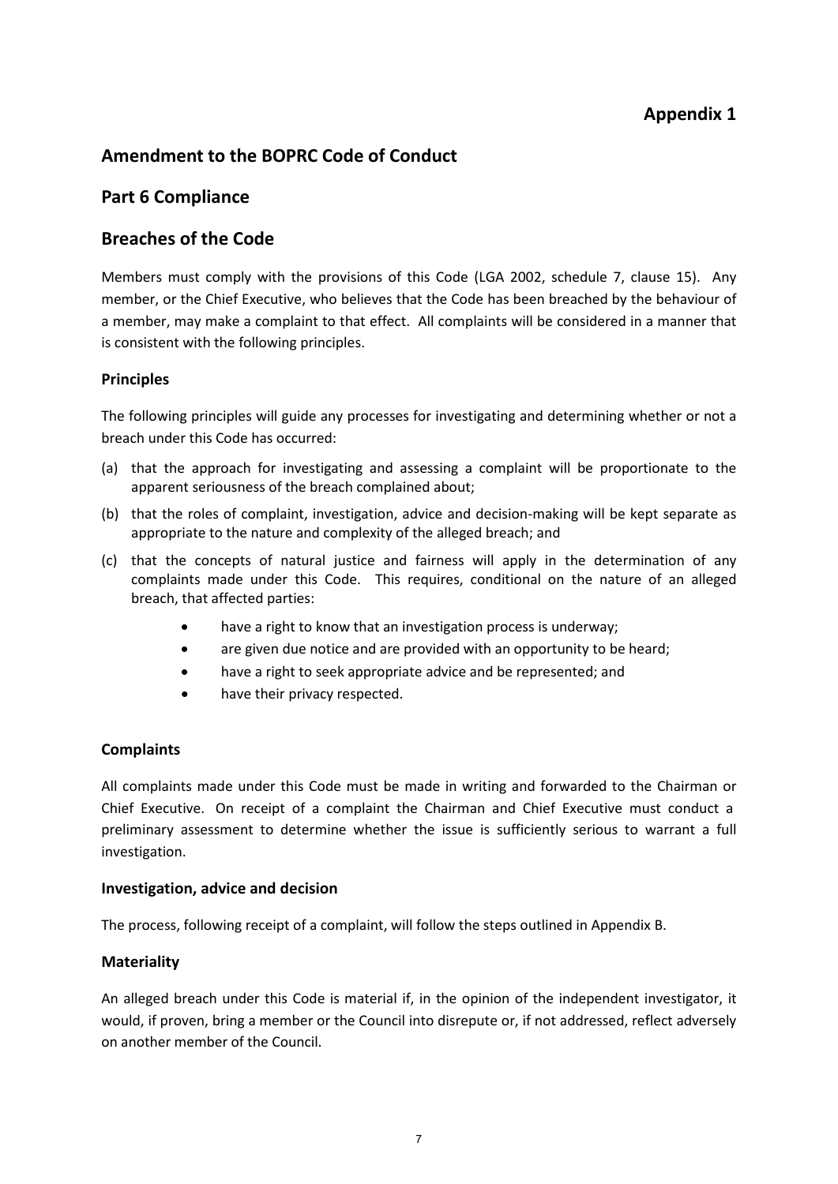# Appendix 1

## Amendment to the BOPRC Code of Conduct

## Part 6 Compliance

## Breaches of the Code

Members must comply with the provisions of this Code (LGA 2002, schedule 7, clause 15). Any member, or the Chief Executive, who believes that the Code has been breached by the behaviour of a member, may make a complaint to that effect. All complaints will be considered in a manner that is consistent with the following principles.

### Principles

The following principles will guide any processes for investigating and determining whether or not a breach under this Code has occurred:

(a) that the approach for investigating and assessing a complaint will be proportionate to the apparent seriousness of the breach complained about;

(b) that the roles of complaint, investigation, advice and decision-making will be kept separate as appropriate to the nature and complexity of the alleged breach; and

(c) that the concepts of natural justice and fairness will apply in the determination of any complaints made under this Code. This requires, conditional on the nature of an alleged breach, that affected parties:

- have a right to know that an investigation process is underway;
- are given due notice and are provided with an opportunity to be heard;
- have a right to seek appropriate advice and be represented; and
- have their privacy respected.

### Complaints

All complaints made under this Code must be made in writing and forwarded to the Chairman or Chief Executive. On receipt of a complaint the Chairman and Chief Executive must conduct a preliminary assessment to determine whether the issue is sufficiently serious to warrant a full investigation.

### Investigation, advice and decision

The process, following receipt of a complaint, will follow the steps outlined in Appendix B.

### Materiality

An alleged breach under this Code is material if, in the opinion of the independent investigator, it would, if proven, bring a member or the Council into disrepute or, if not addressed, reflect adversely on another member of the Council.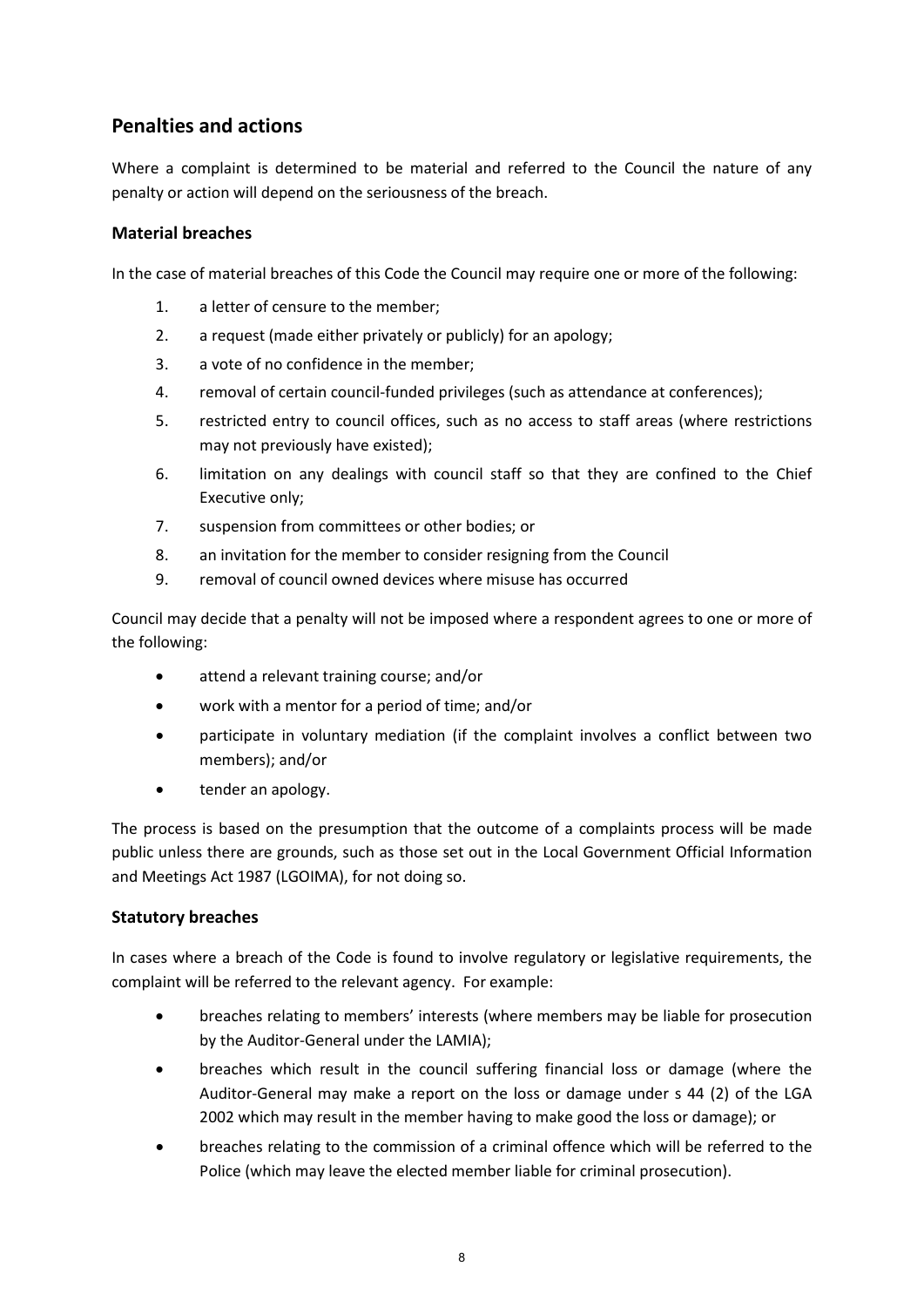## Penalties and actions

Where a complaint is determined to be material and referred to the Council the nature of any penalty or action will depend on the seriousness of the breach.

### Material breaches

In the case of material breaches of this Code the Council may require one or more of the following:

1. a letter of censure to the member;
2. a request (made either privately or publicly) for an apology;
3. a vote of no confidence in the member;
4. removal of certain council-funded privileges (such as attendance at conferences);
5. restricted entry to council offices, such as no access to staff areas (where restrictions may not previously have existed);
6. limitation on any dealings with council staff so that they are confined to the Chief Executive only;
7. suspension from committees or other bodies; or
8. an invitation for the member to consider resigning from the Council
9. removal of council owned devices where misuse has occurred

Council may decide that a penalty will not be imposed where a respondent agrees to one or more of the following:

- attend a relevant training course; and/or
- work with a mentor for a period of time; and/or
- participate in voluntary mediation (if the complaint involves a conflict between two members); and/or
- tender an apology.

The process is based on the presumption that the outcome of a complaints process will be made public unless there are grounds, such as those set out in the Local Government Official Information and Meetings Act 1987 (LGOIMA), for not doing so.

### Statutory breaches

In cases where a breach of the Code is found to involve regulatory or legislative requirements, the complaint will be referred to the relevant agency. For example:

- breaches relating to members' interests (where members may be liable for prosecution by the Auditor-General under the LAMIA);
- breaches which result in the council suffering financial loss or damage (where the Auditor-General may make a report on the loss or damage under s 44 (2) of the LGA 2002 which may result in the member having to make good the loss or damage); or
- breaches relating to the commission of a criminal offence which will be referred to the Police (which may leave the elected member liable for criminal prosecution).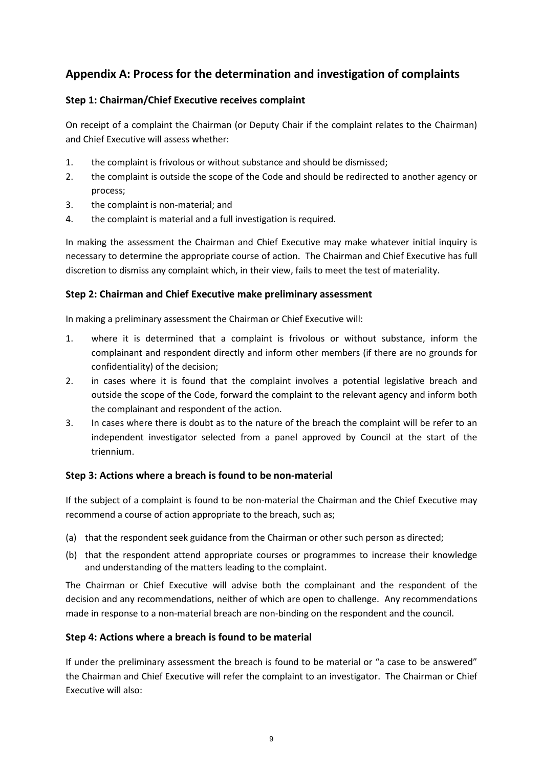## Appendix A: Process for the determination and investigation of complaints

### Step 1: Chairman/Chief Executive receives complaint

On receipt of a complaint the Chairman (or Deputy Chair if the complaint relates to the Chairman) and Chief Executive will assess whether:

1. the complaint is frivolous or without substance and should be dismissed;
2. the complaint is outside the scope of the Code and should be redirected to another agency or process;
3. the complaint is non-material; and
4. the complaint is material and a full investigation is required.

In making the assessment the Chairman and Chief Executive may make whatever initial inquiry is necessary to determine the appropriate course of action. The Chairman and Chief Executive has full discretion to dismiss any complaint which, in their view, fails to meet the test of materiality.

### Step 2: Chairman and Chief Executive make preliminary assessment

In making a preliminary assessment the Chairman or Chief Executive will:

1. where it is determined that a complaint is frivolous or without substance, inform the complainant and respondent directly and inform other members (if there are no grounds for confidentiality) of the decision;
2. in cases where it is found that the complaint involves a potential legislative breach and outside the scope of the Code, forward the complaint to the relevant agency and inform both the complainant and respondent of the action.
3. In cases where there is doubt as to the nature of the breach the complaint will be refer to an independent investigator selected from a panel approved by Council at the start of the triennium.

### Step 3: Actions where a breach is found to be non-material

If the subject of a complaint is found to be non-material the Chairman and the Chief Executive may recommend a course of action appropriate to the breach, such as;

(a) that the respondent seek guidance from the Chairman or other such person as directed;

(b) that the respondent attend appropriate courses or programmes to increase their knowledge and understanding of the matters leading to the complaint.

The Chairman or Chief Executive will advise both the complainant and the respondent of the decision and any recommendations, neither of which are open to challenge. Any recommendations made in response to a non-material breach are non-binding on the respondent and the council.

### Step 4: Actions where a breach is found to be material

If under the preliminary assessment the breach is found to be material or "a case to be answered" the Chairman and Chief Executive will refer the complaint to an investigator. The Chairman or Chief Executive will also: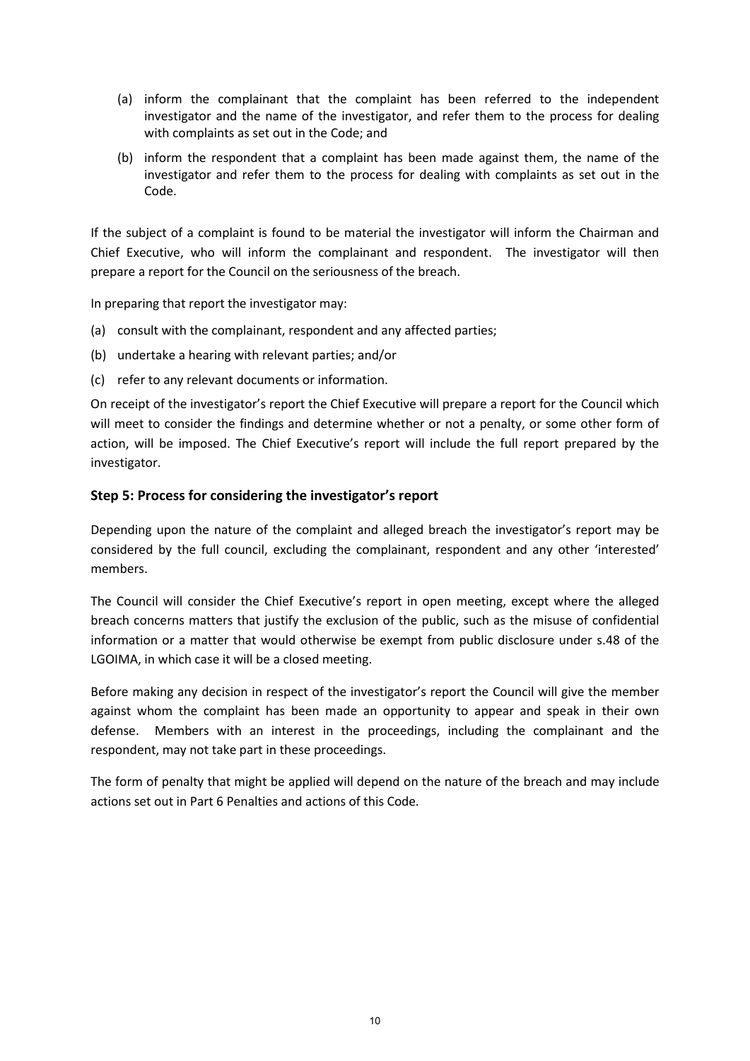(a) inform the complainant that the complaint has been referred to the independent investigator and the name of the investigator, and refer them to the process for dealing with complaints as set out in the Code; and

(b) inform the respondent that a complaint has been made against them, the name of the investigator and refer them to the process for dealing with complaints as set out in the Code.

If the subject of a complaint is found to be material the investigator will inform the Chairman and Chief Executive, who will inform the complainant and respondent. The investigator will then prepare a report for the Council on the seriousness of the breach.

In preparing that report the investigator may:

(a) consult with the complainant, respondent and any affected parties;

(b) undertake a hearing with relevant parties; and/or

(c) refer to any relevant documents or information.

On receipt of the investigator's report the Chief Executive will prepare a report for the Council which will meet to consider the findings and determine whether or not a penalty, or some other form of action, will be imposed. The Chief Executive's report will include the full report prepared by the investigator.

### Step 5: Process for considering the investigator's report

Depending upon the nature of the complaint and alleged breach the investigator's report may be considered by the full council, excluding the complainant, respondent and any other 'interested' members.

The Council will consider the Chief Executive's report in open meeting, except where the alleged breach concerns matters that justify the exclusion of the public, such as the misuse of confidential information or a matter that would otherwise be exempt from public disclosure under s.48 of the LGOIMA, in which case it will be a closed meeting.

Before making any decision in respect of the investigator's report the Council will give the member against whom the complaint has been made an opportunity to appear and speak in their own defense. Members with an interest in the proceedings, including the complainant and the respondent, may not take part in these proceedings.

The form of penalty that might be applied will depend on the nature of the breach and may include actions set out in Part 6 Penalties and actions of this Code.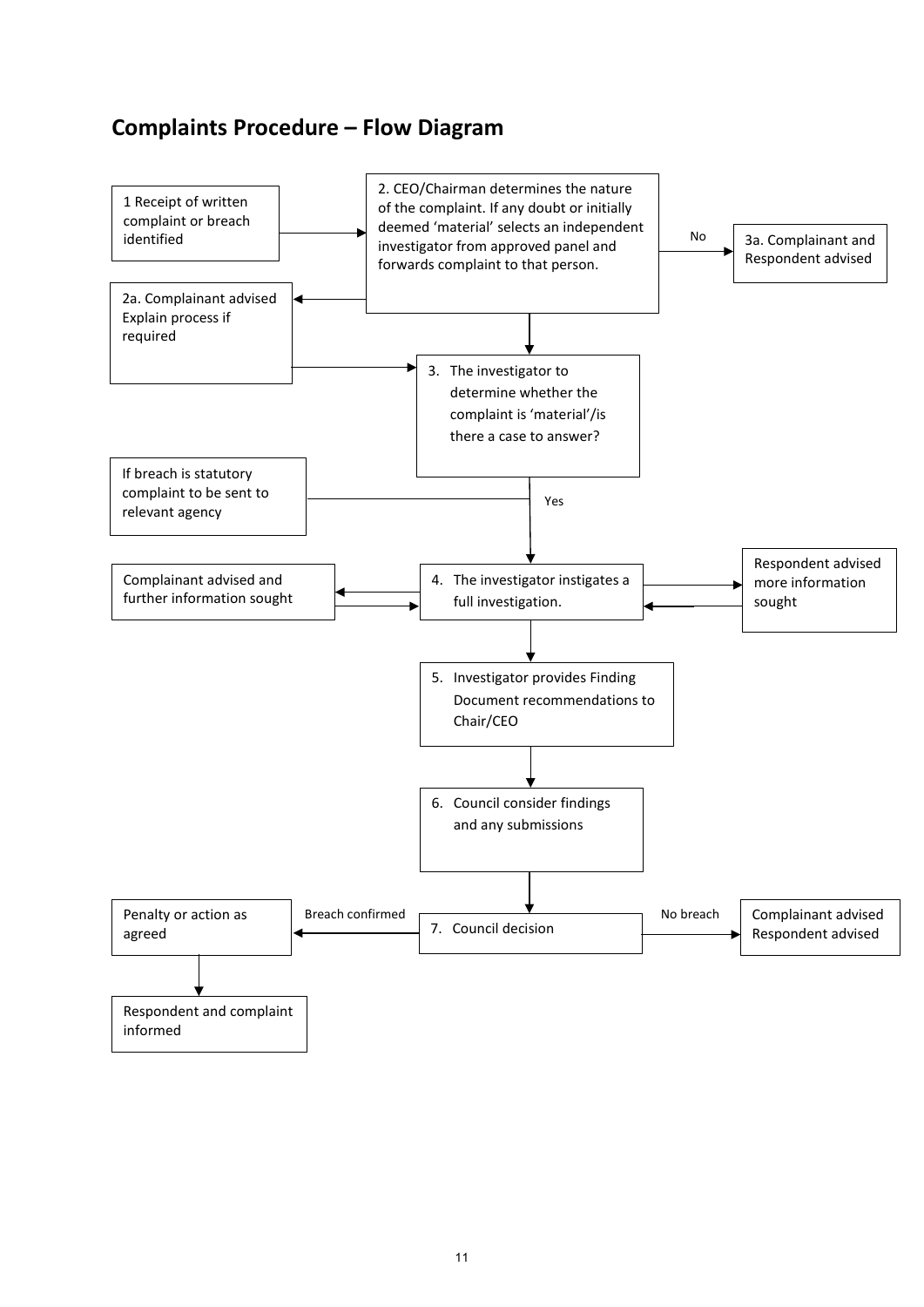## Complaints Procedure – Flow Diagram

1 Receipt of written complaint or breach identified

2. CEO/Chairman determines the nature of the complaint. If any doubt or initially deemed 'material' selects an independent investigator from approved panel and forwards complaint to that person.

No

3a. Complainant and Respondent advised

2a. Complainant advised Explain process if required

3. The investigator to determine whether the complaint is 'material'/is there a case to answer?

If breach is statutory complaint to be sent to relevant agency

Yes

Complainant advised and further information sought

4. The investigator instigates a full investigation.

Respondent advised more information sought

5. Investigator provides Finding Document recommendations to Chair/CEO

6. Council consider findings and any submissions

Penalty or action as agreed

Breach confirmed

7. Council decision

No breach

Complainant advised Respondent advised

Respondent and complaint informed